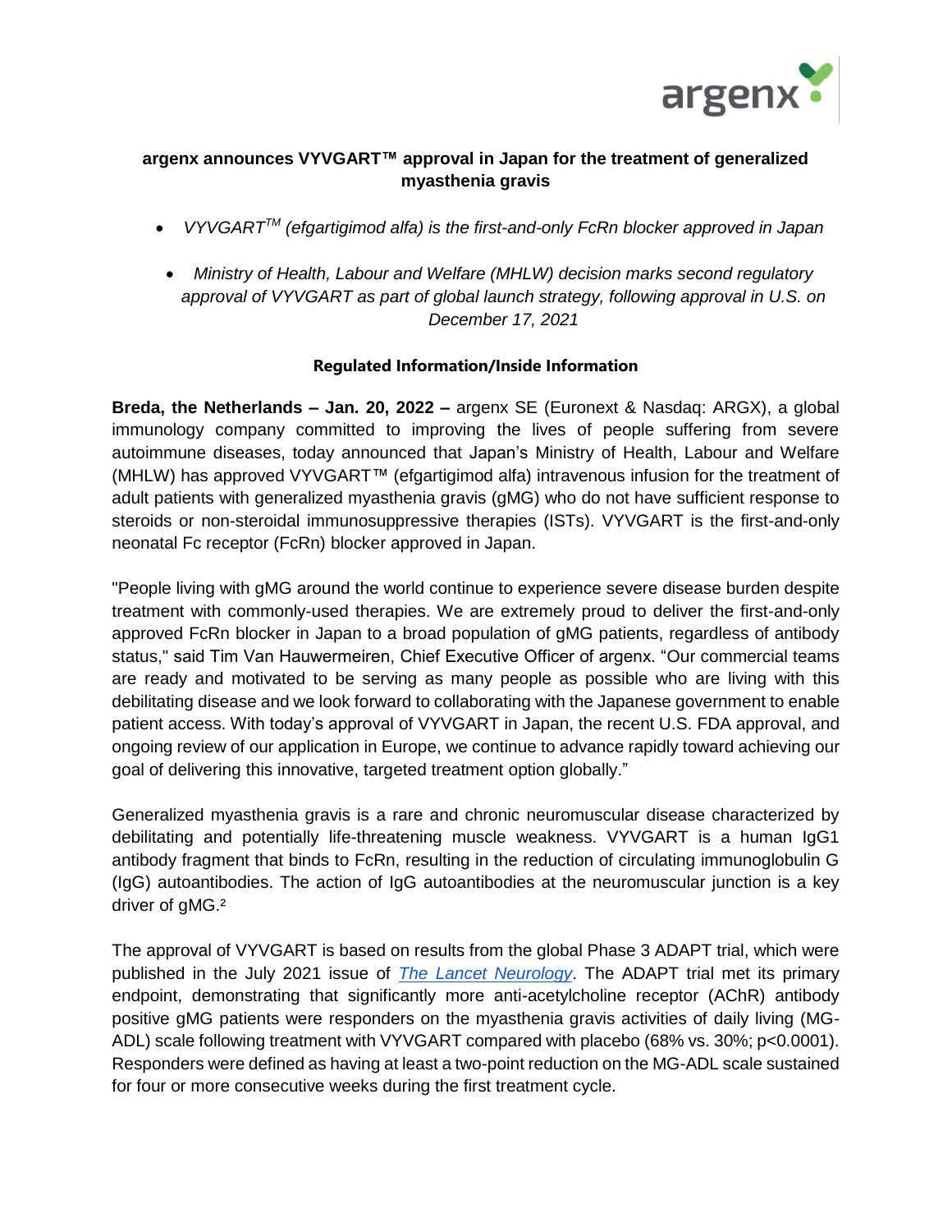# argenx announces VYVGART™ approval in Japan for the treatment of generalized myasthenia gravis

- *VYVGART™ (efgartigimod alfa) is the first-and-only FcRn blocker approved in Japan*
- *Ministry of Health, Labour and Welfare (MHLW) decision marks second regulatory approval of VYVGART as part of global launch strategy, following approval in U.S. on December 17, 2021*

**Regulated Information/Inside Information**

**Breda, the Netherlands – Jan. 20, 2022 –** argenx SE (Euronext & Nasdaq: ARGX), a global immunology company committed to improving the lives of people suffering from severe autoimmune diseases, today announced that Japan's Ministry of Health, Labour and Welfare (MHLW) has approved VYVGART™ (efgartigimod alfa) intravenous infusion for the treatment of adult patients with generalized myasthenia gravis (gMG) who do not have sufficient response to steroids or non-steroidal immunosuppressive therapies (ISTs). VYVGART is the first-and-only neonatal Fc receptor (FcRn) blocker approved in Japan.

"People living with gMG around the world continue to experience severe disease burden despite treatment with commonly-used therapies. We are extremely proud to deliver the first-and-only approved FcRn blocker in Japan to a broad population of gMG patients, regardless of antibody status," said Tim Van Hauwermeiren, Chief Executive Officer of argenx. "Our commercial teams are ready and motivated to be serving as many people as possible who are living with this debilitating disease and we look forward to collaborating with the Japanese government to enable patient access. With today's approval of VYVGART in Japan, the recent U.S. FDA approval, and ongoing review of our application in Europe, we continue to advance rapidly toward achieving our goal of delivering this innovative, targeted treatment option globally."

Generalized myasthenia gravis is a rare and chronic neuromuscular disease characterized by debilitating and potentially life-threatening muscle weakness. VYVGART is a human IgG1 antibody fragment that binds to FcRn, resulting in the reduction of circulating immunoglobulin G (IgG) autoantibodies. The action of IgG autoantibodies at the neuromuscular junction is a key driver of gMG.[2]

The approval of VYVGART is based on results from the global Phase 3 ADAPT trial, which were published in the July 2021 issue of *The Lancet Neurology*. The ADAPT trial met its primary endpoint, demonstrating that significantly more anti-acetylcholine receptor (AChR) antibody positive gMG patients were responders on the myasthenia gravis activities of daily living (MG-ADL) scale following treatment with VYVGART compared with placebo (68% vs. 30%; $p<0.0001$). Responders were defined as having at least a two-point reduction on the MG-ADL scale sustained for four or more consecutive weeks during the first treatment cycle.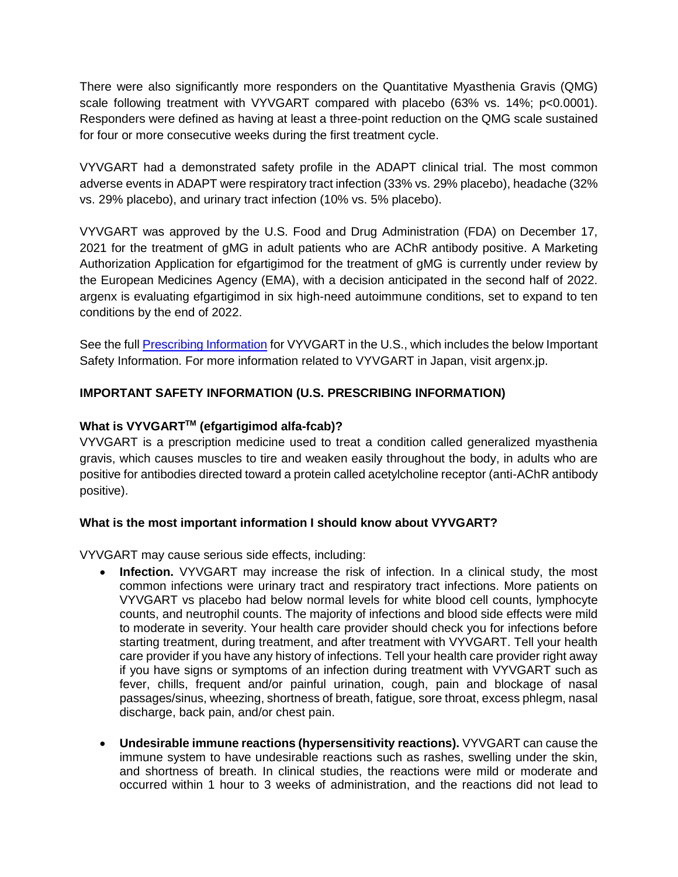There were also significantly more responders on the Quantitative Myasthenia Gravis (QMG) scale following treatment with VYVGART compared with placebo (63% vs. 14%; $p<0.0001$). Responders were defined as having at least a three-point reduction on the QMG scale sustained for four or more consecutive weeks during the first treatment cycle.

VYVGART had a demonstrated safety profile in the ADAPT clinical trial. The most common adverse events in ADAPT were respiratory tract infection (33% vs. 29% placebo), headache (32% vs. 29% placebo), and urinary tract infection (10% vs. 5% placebo).

VYVGART was approved by the U.S. Food and Drug Administration (FDA) on December 17, 2021 for the treatment of gMG in adult patients who are AChR antibody positive. A Marketing Authorization Application for efgartigimod for the treatment of gMG is currently under review by the European Medicines Agency (EMA), with a decision anticipated in the second half of 2022. argenx is evaluating efgartigimod in six high-need autoimmune conditions, set to expand to ten conditions by the end of 2022.

See the full [Prescribing Information]() for VYVGART in the U.S., which includes the below Important Safety Information. For more information related to VYVGART in Japan, visit argenx.jp.

**IMPORTANT SAFETY INFORMATION (U.S. PRESCRIBING INFORMATION)**

**What is VYVGART[TM] (efgartigimod alfa-fcab)?**

VYVGART is a prescription medicine used to treat a condition called generalized myasthenia gravis, which causes muscles to tire and weaken easily throughout the body, in adults who are positive for antibodies directed toward a protein called acetylcholine receptor (anti-AChR antibody positive).

**What is the most important information I should know about VYVGART?**

VYVGART may cause serious side effects, including:

- **Infection.** VYVGART may increase the risk of infection. In a clinical study, the most common infections were urinary tract and respiratory tract infections. More patients on VYVGART vs placebo had below normal levels for white blood cell counts, lymphocyte counts, and neutrophil counts. The majority of infections and blood side effects were mild to moderate in severity. Your health care provider should check you for infections before starting treatment, during treatment, and after treatment with VYVGART. Tell your health care provider if you have any history of infections. Tell your health care provider right away if you have signs or symptoms of an infection during treatment with VYVGART such as fever, chills, frequent and/or painful urination, cough, pain and blockage of nasal passages/sinus, wheezing, shortness of breath, fatigue, sore throat, excess phlegm, nasal discharge, back pain, and/or chest pain.

- **Undesirable immune reactions (hypersensitivity reactions).** VYVGART can cause the immune system to have undesirable reactions such as rashes, swelling under the skin, and shortness of breath. In clinical studies, the reactions were mild or moderate and occurred within 1 hour to 3 weeks of administration, and the reactions did not lead to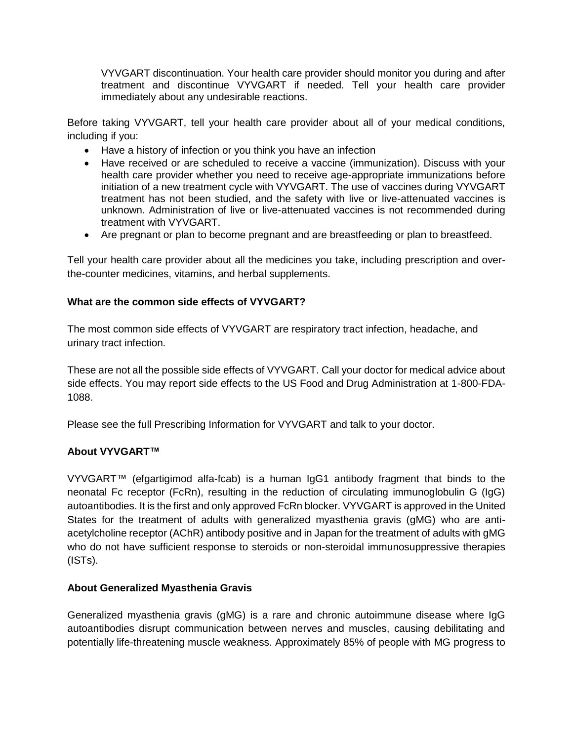VYVGART discontinuation. Your health care provider should monitor you during and after treatment and discontinue VYVGART if needed. Tell your health care provider immediately about any undesirable reactions.

Before taking VYVGART, tell your health care provider about all of your medical conditions, including if you:

- Have a history of infection or you think you have an infection
- Have received or are scheduled to receive a vaccine (immunization). Discuss with your health care provider whether you need to receive age-appropriate immunizations before initiation of a new treatment cycle with VYVGART. The use of vaccines during VYVGART treatment has not been studied, and the safety with live or live-attenuated vaccines is unknown. Administration of live or live-attenuated vaccines is not recommended during treatment with VYVGART.
- Are pregnant or plan to become pregnant and are breastfeeding or plan to breastfeed.

Tell your health care provider about all the medicines you take, including prescription and over-the-counter medicines, vitamins, and herbal supplements.

**What are the common side effects of VYVGART?**

The most common side effects of VYVGART are respiratory tract infection, headache, and urinary tract infection.

These are not all the possible side effects of VYVGART. Call your doctor for medical advice about side effects. You may report side effects to the US Food and Drug Administration at 1-800-FDA-1088.

Please see the full Prescribing Information for VYVGART and talk to your doctor.

**About VYVGART™**

VYVGART™ (efgartigimod alfa-fcab) is a human IgG1 antibody fragment that binds to the neonatal Fc receptor (FcRn), resulting in the reduction of circulating immunoglobulin G (IgG) autoantibodies. It is the first and only approved FcRn blocker. VYVGART is approved in the United States for the treatment of adults with generalized myasthenia gravis (gMG) who are anti-acetylcholine receptor (AChR) antibody positive and in Japan for the treatment of adults with gMG who do not have sufficient response to steroids or non-steroidal immunosuppressive therapies (ISTs).

**About Generalized Myasthenia Gravis**

Generalized myasthenia gravis (gMG) is a rare and chronic autoimmune disease where IgG autoantibodies disrupt communication between nerves and muscles, causing debilitating and potentially life-threatening muscle weakness. Approximately 85% of people with MG progress to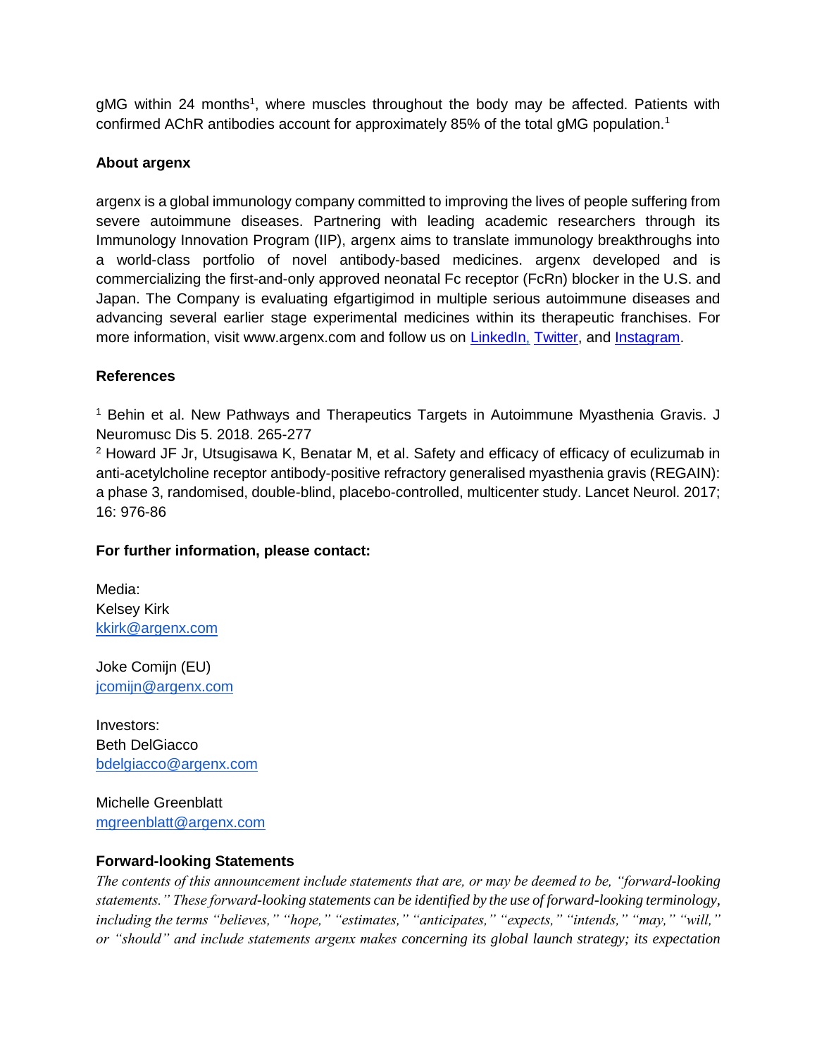gMG within 24 months[1], where muscles throughout the body may be affected. Patients with confirmed AChR antibodies account for approximately 85% of the total gMG population.[1]

**About argenx**

argenx is a global immunology company committed to improving the lives of people suffering from severe autoimmune diseases. Partnering with leading academic researchers through its Immunology Innovation Program (IIP), argenx aims to translate immunology breakthroughs into a world-class portfolio of novel antibody-based medicines. argenx developed and is commercializing the first-and-only approved neonatal Fc receptor (FcRn) blocker in the U.S. and Japan. The Company is evaluating efgartigimod in multiple serious autoimmune diseases and advancing several earlier stage experimental medicines within its therapeutic franchises. For more information, visit www.argenx.com and follow us on LinkedIn, Twitter, and Instagram.

**References**

[1] Behin et al. New Pathways and Therapeutics Targets in Autoimmune Myasthenia Gravis. J Neuromusc Dis 5. 2018. 265-277
[2] Howard JF Jr, Utsugisawa K, Benatar M, et al. Safety and efficacy of efficacy of eculizumab in anti-acetylcholine receptor antibody-positive refractory generalised myasthenia gravis (REGAIN): a phase 3, randomised, double-blind, placebo-controlled, multicenter study. Lancet Neurol. 2017; 16: 976-86

**For further information, please contact:**

Media:
Kelsey Kirk
kkirk@argenx.com

Joke Comijn (EU)
jcomijn@argenx.com

Investors:
Beth DelGiacco
bdelgiacco@argenx.com

Michelle Greenblatt
mgreenblatt@argenx.com

**Forward-looking Statements**

*The contents of this announcement include statements that are, or may be deemed to be, "forward-looking statements." These forward-looking statements can be identified by the use of forward-looking terminology, including the terms "believes," "hope," "estimates," "anticipates," "expects," "intends," "may," "will," or "should" and include statements argenx makes concerning its global launch strategy; its expectation*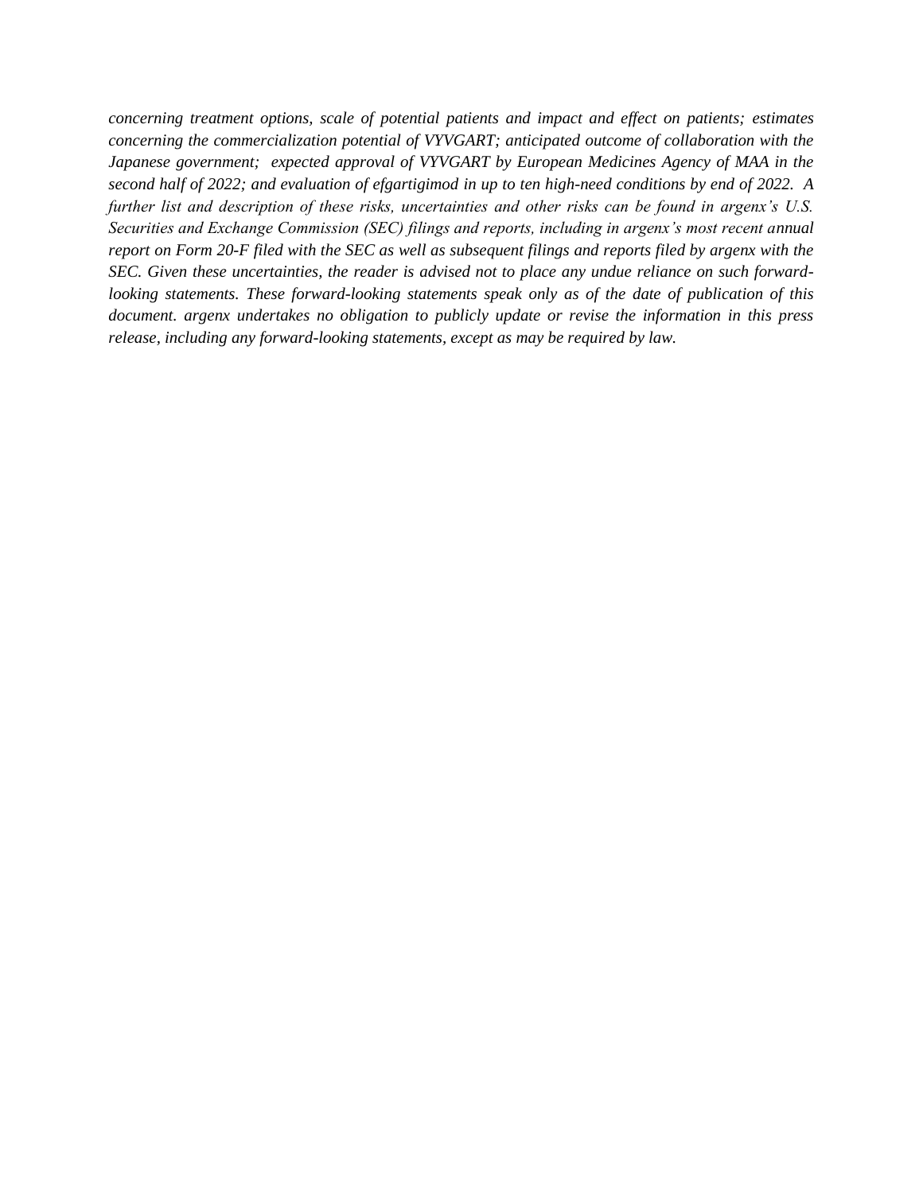*concerning treatment options, scale of potential patients and impact and effect on patients; estimates concerning the commercialization potential of VYVGART; anticipated outcome of collaboration with the Japanese government; expected approval of VYVGART by European Medicines Agency of MAA in the second half of 2022; and evaluation of efgartigimod in up to ten high-need conditions by end of 2022. A further list and description of these risks, uncertainties and other risks can be found in argenx's U.S. Securities and Exchange Commission (SEC) filings and reports, including in argenx's most recent annual report on Form 20-F filed with the SEC as well as subsequent filings and reports filed by argenx with the SEC. Given these uncertainties, the reader is advised not to place any undue reliance on such forward-looking statements. These forward-looking statements speak only as of the date of publication of this document. argenx undertakes no obligation to publicly update or revise the information in this press release, including any forward-looking statements, except as may be required by law.*